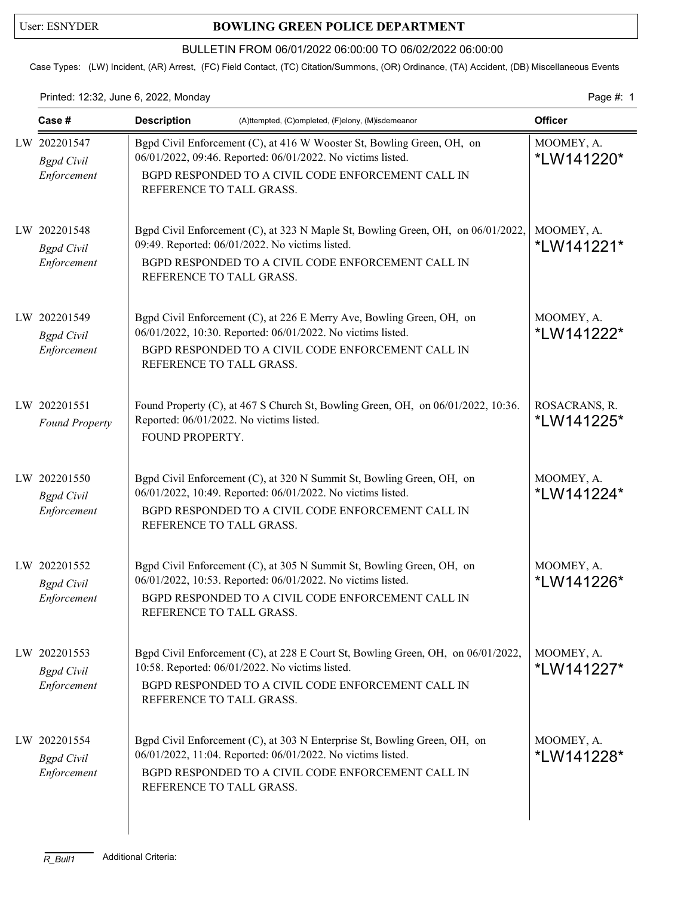User: ESNYDER

# BOWLING GREEN POLICE DEPARTMENT

BULLETIN FROM 06/01/2022 06:00:00 TO 06/02/2022 06:00:00

Case Types: (LW) Incident, (AR) Arrest, (FC) Field Contact, (TC) Citation/Summons, (OR) Ordinance, (TA) Accident, (DB) Miscellaneous Events

Printed: 12:32, June 6, 2022, Monday

| Case # | Description (A)ttempted, (C)ompleted, (F)elony, (M)isdemeanor | Officer |
|---|---|---|
| LW 202201547 *Bgpd Civil Enforcement* | Bgpd Civil Enforcement (C), at 416 W Wooster St, Bowling Green, OH, on 06/01/2022, 09:46. Reported: 06/01/2022. No victims listed. BGPD RESPONDED TO A CIVIL CODE ENFORCEMENT CALL IN REFERENCE TO TALL GRASS. | MOOMEY, A. *LW141220* |
| LW 202201548 *Bgpd Civil Enforcement* | Bgpd Civil Enforcement (C), at 323 N Maple St, Bowling Green, OH, on 06/01/2022, 09:49. Reported: 06/01/2022. No victims listed. BGPD RESPONDED TO A CIVIL CODE ENFORCEMENT CALL IN REFERENCE TO TALL GRASS. | MOOMEY, A. *LW141221* |
| LW 202201549 *Bgpd Civil Enforcement* | Bgpd Civil Enforcement (C), at 226 E Merry Ave, Bowling Green, OH, on 06/01/2022, 10:30. Reported: 06/01/2022. No victims listed. BGPD RESPONDED TO A CIVIL CODE ENFORCEMENT CALL IN REFERENCE TO TALL GRASS. | MOOMEY, A. *LW141222* |
| LW 202201551 *Found Property* | Found Property (C), at 467 S Church St, Bowling Green, OH, on 06/01/2022, 10:36. Reported: 06/01/2022. No victims listed. FOUND PROPERTY. | ROSACRANS, R. *LW141225* |
| LW 202201550 *Bgpd Civil Enforcement* | Bgpd Civil Enforcement (C), at 320 N Summit St, Bowling Green, OH, on 06/01/2022, 10:49. Reported: 06/01/2022. No victims listed. BGPD RESPONDED TO A CIVIL CODE ENFORCEMENT CALL IN REFERENCE TO TALL GRASS. | MOOMEY, A. *LW141224* |
| LW 202201552 *Bgpd Civil Enforcement* | Bgpd Civil Enforcement (C), at 305 N Summit St, Bowling Green, OH, on 06/01/2022, 10:53. Reported: 06/01/2022. No victims listed. BGPD RESPONDED TO A CIVIL CODE ENFORCEMENT CALL IN REFERENCE TO TALL GRASS. | MOOMEY, A. *LW141226* |
| LW 202201553 *Bgpd Civil Enforcement* | Bgpd Civil Enforcement (C), at 228 E Court St, Bowling Green, OH, on 06/01/2022, 10:58. Reported: 06/01/2022. No victims listed. BGPD RESPONDED TO A CIVIL CODE ENFORCEMENT CALL IN REFERENCE TO TALL GRASS. | MOOMEY, A. *LW141227* |
| LW 202201554 *Bgpd Civil Enforcement* | Bgpd Civil Enforcement (C), at 303 N Enterprise St, Bowling Green, OH, on 06/01/2022, 11:04. Reported: 06/01/2022. No victims listed. BGPD RESPONDED TO A CIVIL CODE ENFORCEMENT CALL IN REFERENCE TO TALL GRASS. | MOOMEY, A. *LW141228* |

R_Bull1 Additional Criteria: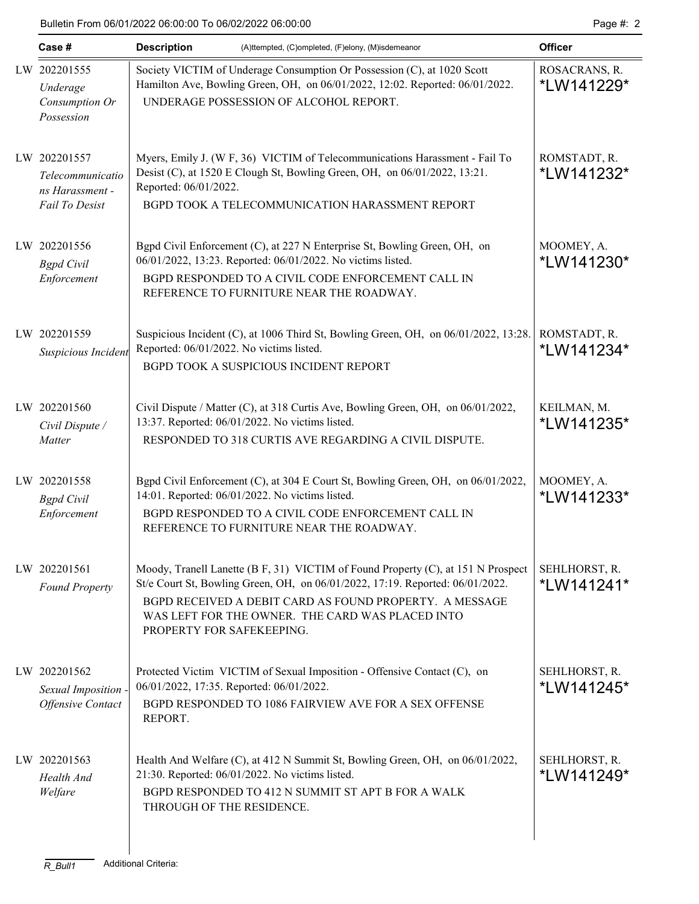| Case # | Description (A)ttempted, (C)ompleted, (F)elony, (M)isdemeanor | Officer |
|---|---|---|
| LW 202201555 *Underage Consumption Or Possession* | Society VICTIM of Underage Consumption Or Possession (C), at 1020 Scott Hamilton Ave, Bowling Green, OH, on 06/01/2022, 12:02. Reported: 06/01/2022. UNDERAGE POSSESSION OF ALCOHOL REPORT. | ROSACRANS, R. *LW141229* |
| LW 202201557 *Telecommunications Harassment - Fail To Desist* | Myers, Emily J. (W F, 36) VICTIM of Telecommunications Harassment - Fail To Desist (C), at 1520 E Clough St, Bowling Green, OH, on 06/01/2022, 13:21. Reported: 06/01/2022. BGPD TOOK A TELECOMMUNICATION HARASSMENT REPORT | ROMSTADT, R. *LW141232* |
| LW 202201556 *Bgpd Civil Enforcement* | Bgpd Civil Enforcement (C), at 227 N Enterprise St, Bowling Green, OH, on 06/01/2022, 13:23. Reported: 06/01/2022. No victims listed. BGPD RESPONDED TO A CIVIL CODE ENFORCEMENT CALL IN REFERENCE TO FURNITURE NEAR THE ROADWAY. | MOOMEY, A. *LW141230* |
| LW 202201559 *Suspicious Incident* | Suspicious Incident (C), at 1006 Third St, Bowling Green, OH, on 06/01/2022, 13:28. Reported: 06/01/2022. No victims listed. BGPD TOOK A SUSPICIOUS INCIDENT REPORT | ROMSTADT, R. *LW141234* |
| LW 202201560 *Civil Dispute / Matter* | Civil Dispute / Matter (C), at 318 Curtis Ave, Bowling Green, OH, on 06/01/2022, 13:37. Reported: 06/01/2022. No victims listed. RESPONDED TO 318 CURTIS AVE REGARDING A CIVIL DISPUTE. | KEILMAN, M. *LW141235* |
| LW 202201558 *Bgpd Civil Enforcement* | Bgpd Civil Enforcement (C), at 304 E Court St, Bowling Green, OH, on 06/01/2022, 14:01. Reported: 06/01/2022. No victims listed. BGPD RESPONDED TO A CIVIL CODE ENFORCEMENT CALL IN REFERENCE TO FURNITURE NEAR THE ROADWAY. | MOOMEY, A. *LW141233* |
| LW 202201561 *Found Property* | Moody, Tranell Lanette (B F, 31) VICTIM of Found Property (C), at 151 N Prospect St/e Court St, Bowling Green, OH, on 06/01/2022, 17:19. Reported: 06/01/2022. BGPD RECEIVED A DEBIT CARD AS FOUND PROPERTY. A MESSAGE WAS LEFT FOR THE OWNER. THE CARD WAS PLACED INTO PROPERTY FOR SAFEKEEPING. | SEHLHORST, R. *LW141241* |
| LW 202201562 *Sexual Imposition - Offensive Contact* | Protected Victim VICTIM of Sexual Imposition - Offensive Contact (C), on 06/01/2022, 17:35. Reported: 06/01/2022. BGPD RESPONDED TO 1086 FAIRVIEW AVE FOR A SEX OFFENSE REPORT. | SEHLHORST, R. *LW141245* |
| LW 202201563 *Health And Welfare* | Health And Welfare (C), at 412 N Summit St, Bowling Green, OH, on 06/01/2022, 21:30. Reported: 06/01/2022. No victims listed. BGPD RESPONDED TO 412 N SUMMIT ST APT B FOR A WALK THROUGH OF THE RESIDENCE. | SEHLHORST, R. *LW141249* |

R_Bull1 Additional Criteria: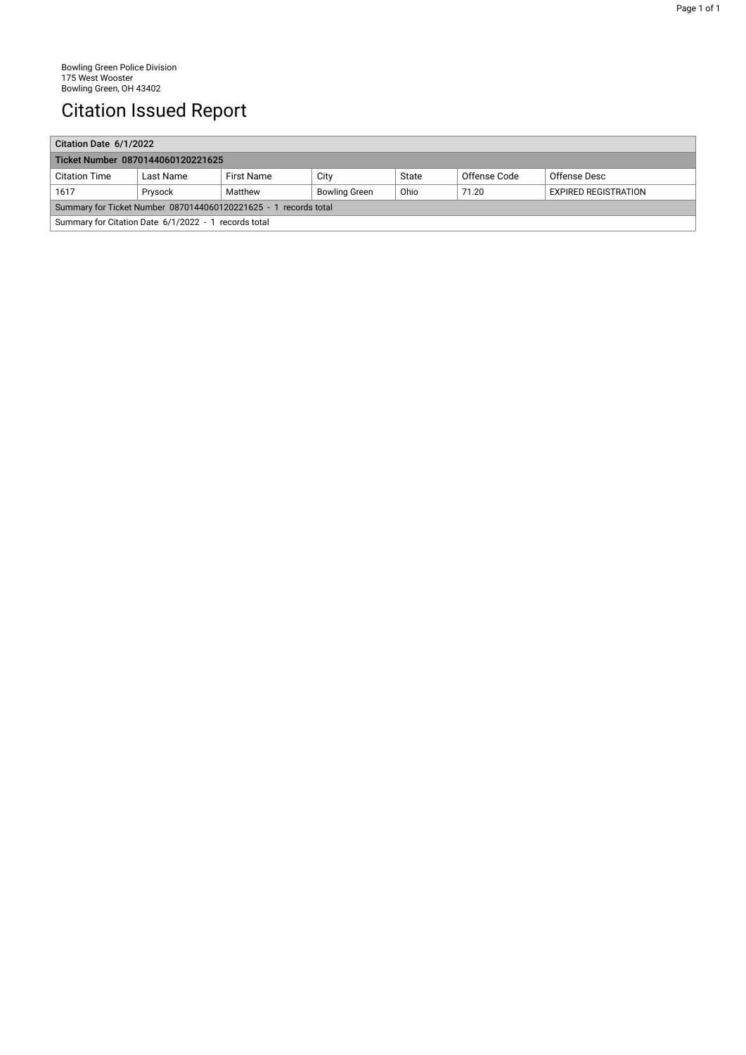Bowling Green Police Division
175 West Wooster
Bowling Green, OH 43402

# Citation Issued Report

| Citation Date 6/1/2022 | | | | | | |
|---|---|---|---|---|---|---|
| **Ticket Number 0870144060120221625** | | | | | | |
| Citation Time | Last Name | First Name | City | State | Offense Code | Offense Desc |
| 1617 | Prysock | Matthew | Bowling Green | Ohio | 71.20 | EXPIRED REGISTRATION |
| Summary for Ticket Number 0870144060120221625 - 1 records total | | | | | | |
| Summary for Citation Date 6/1/2022 - 1 records total | | | | | | |